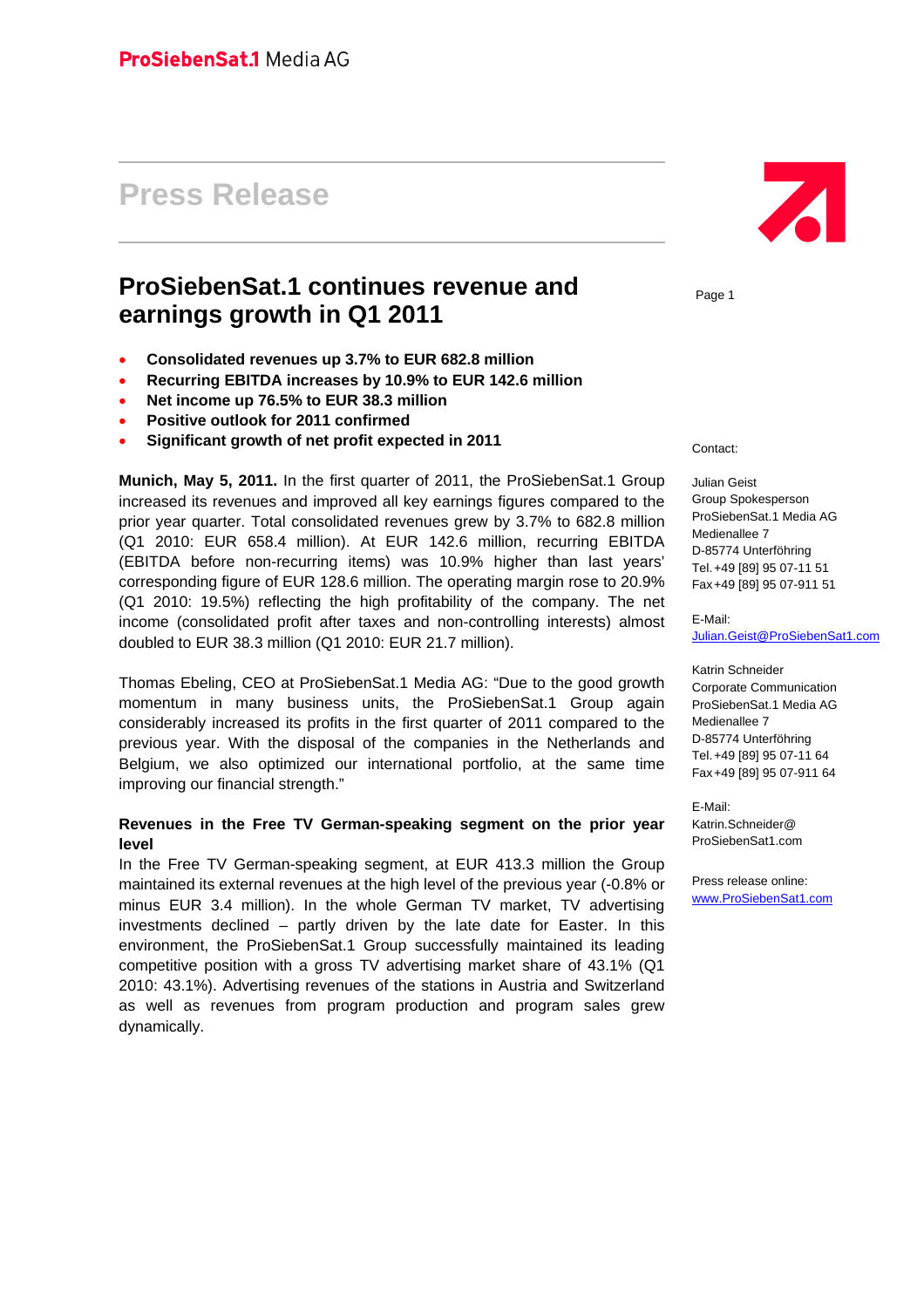ProSiebenSat.1 Media AG

# Press Release

## ProSiebenSat.1 continues revenue and earnings growth in Q1 2011

- **Consolidated revenues up 3.7% to EUR 682.8 million**
- **Recurring EBITDA increases by 10.9% to EUR 142.6 million**
- **Net income up 76.5% to EUR 38.3 million**
- **Positive outlook for 2011 confirmed**
- **Significant growth of net profit expected in 2011**

**Munich, May 5, 2011.** In the first quarter of 2011, the ProSiebenSat.1 Group increased its revenues and improved all key earnings figures compared to the prior year quarter. Total consolidated revenues grew by 3.7% to 682.8 million (Q1 2010: EUR 658.4 million). At EUR 142.6 million, recurring EBITDA (EBITDA before non-recurring items) was 10.9% higher than last years' corresponding figure of EUR 128.6 million. The operating margin rose to 20.9% (Q1 2010: 19.5%) reflecting the high profitability of the company. The net income (consolidated profit after taxes and non-controlling interests) almost doubled to EUR 38.3 million (Q1 2010: EUR 21.7 million).

Thomas Ebeling, CEO at ProSiebenSat.1 Media AG: "Due to the good growth momentum in many business units, the ProSiebenSat.1 Group again considerably increased its profits in the first quarter of 2011 compared to the previous year. With the disposal of the companies in the Netherlands and Belgium, we also optimized our international portfolio, at the same time improving our financial strength."

**Revenues in the Free TV German-speaking segment on the prior year level**

In the Free TV German-speaking segment, at EUR 413.3 million the Group maintained its external revenues at the high level of the previous year (-0.8% or minus EUR 3.4 million). In the whole German TV market, TV advertising investments declined – partly driven by the late date for Easter. In this environment, the ProSiebenSat.1 Group successfully maintained its leading competitive position with a gross TV advertising market share of 43.1% (Q1 2010: 43.1%). Advertising revenues of the stations in Austria and Switzerland as well as revenues from program production and program sales grew dynamically.

Contact:

Julian Geist
Group Spokesperson
ProSiebenSat.1 Media AG
Medienallee 7
D-85774 Unterföhring
Tel. +49 [89] 95 07-11 51
Fax +49 [89] 95 07-911 51

E-Mail:
Julian.Geist@ProSiebenSat1.com

Katrin Schneider
Corporate Communication
ProSiebenSat.1 Media AG
Medienallee 7
D-85774 Unterföhring
Tel. +49 [89] 95 07-11 64
Fax +49 [89] 95 07-911 64

E-Mail:
Katrin.Schneider@
ProSiebenSat1.com

Press release online:
www.ProSiebenSat1.com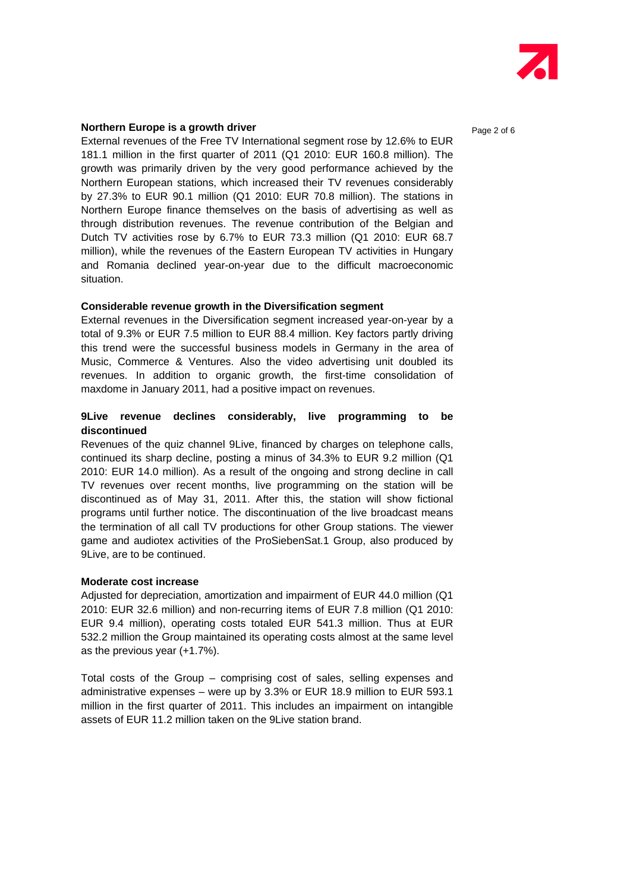**Northern Europe is a growth driver**

External revenues of the Free TV International segment rose by 12.6% to EUR 181.1 million in the first quarter of 2011 (Q1 2010: EUR 160.8 million). The growth was primarily driven by the very good performance achieved by the Northern European stations, which increased their TV revenues considerably by 27.3% to EUR 90.1 million (Q1 2010: EUR 70.8 million). The stations in Northern Europe finance themselves on the basis of advertising as well as through distribution revenues. The revenue contribution of the Belgian and Dutch TV activities rose by 6.7% to EUR 73.3 million (Q1 2010: EUR 68.7 million), while the revenues of the Eastern European TV activities in Hungary and Romania declined year-on-year due to the difficult macroeconomic situation.

**Considerable revenue growth in the Diversification segment**

External revenues in the Diversification segment increased year-on-year by a total of 9.3% or EUR 7.5 million to EUR 88.4 million. Key factors partly driving this trend were the successful business models in Germany in the area of Music, Commerce & Ventures. Also the video advertising unit doubled its revenues. In addition to organic growth, the first-time consolidation of maxdome in January 2011, had a positive impact on revenues.

**9Live revenue declines considerably, live programming to be discontinued**

Revenues of the quiz channel 9Live, financed by charges on telephone calls, continued its sharp decline, posting a minus of 34.3% to EUR 9.2 million (Q1 2010: EUR 14.0 million). As a result of the ongoing and strong decline in call TV revenues over recent months, live programming on the station will be discontinued as of May 31, 2011. After this, the station will show fictional programs until further notice. The discontinuation of the live broadcast means the termination of all call TV productions for other Group stations. The viewer game and audiotex activities of the ProSiebenSat.1 Group, also produced by 9Live, are to be continued.

**Moderate cost increase**

Adjusted for depreciation, amortization and impairment of EUR 44.0 million (Q1 2010: EUR 32.6 million) and non-recurring items of EUR 7.8 million (Q1 2010: EUR 9.4 million), operating costs totaled EUR 541.3 million. Thus at EUR 532.2 million the Group maintained its operating costs almost at the same level as the previous year (+1.7%).

Total costs of the Group – comprising cost of sales, selling expenses and administrative expenses – were up by 3.3% or EUR 18.9 million to EUR 593.1 million in the first quarter of 2011. This includes an impairment on intangible assets of EUR 11.2 million taken on the 9Live station brand.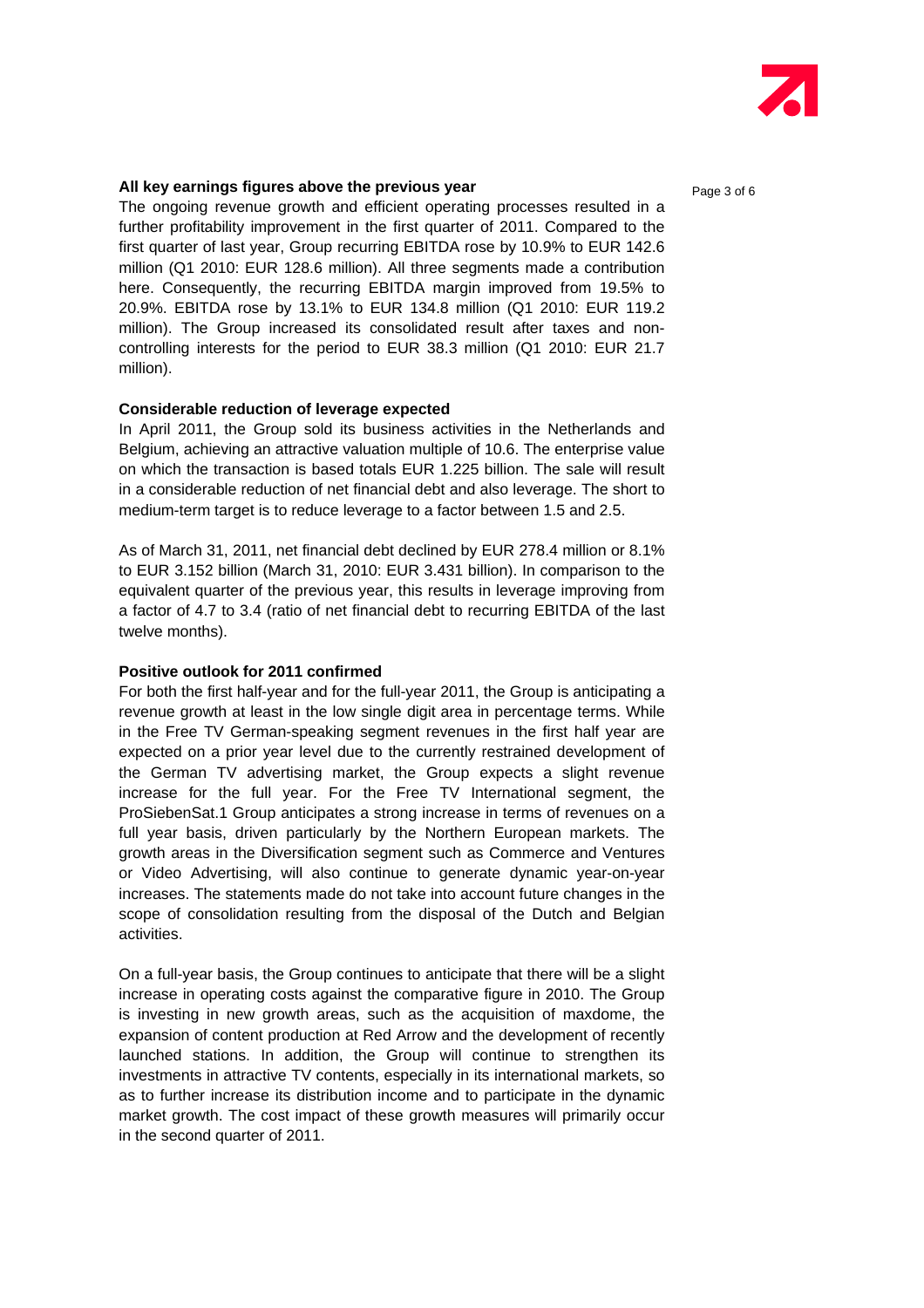**All key earnings figures above the previous year**

The ongoing revenue growth and efficient operating processes resulted in a further profitability improvement in the first quarter of 2011. Compared to the first quarter of last year, Group recurring EBITDA rose by 10.9% to EUR 142.6 million (Q1 2010: EUR 128.6 million). All three segments made a contribution here. Consequently, the recurring EBITDA margin improved from 19.5% to 20.9%. EBITDA rose by 13.1% to EUR 134.8 million (Q1 2010: EUR 119.2 million). The Group increased its consolidated result after taxes and non-controlling interests for the period to EUR 38.3 million (Q1 2010: EUR 21.7 million).

**Considerable reduction of leverage expected**

In April 2011, the Group sold its business activities in the Netherlands and Belgium, achieving an attractive valuation multiple of 10.6. The enterprise value on which the transaction is based totals EUR 1.225 billion. The sale will result in a considerable reduction of net financial debt and also leverage. The short to medium-term target is to reduce leverage to a factor between 1.5 and 2.5.

As of March 31, 2011, net financial debt declined by EUR 278.4 million or 8.1% to EUR 3.152 billion (March 31, 2010: EUR 3.431 billion). In comparison to the equivalent quarter of the previous year, this results in leverage improving from a factor of 4.7 to 3.4 (ratio of net financial debt to recurring EBITDA of the last twelve months).

**Positive outlook for 2011 confirmed**

For both the first half-year and for the full-year 2011, the Group is anticipating a revenue growth at least in the low single digit area in percentage terms. While in the Free TV German-speaking segment revenues in the first half year are expected on a prior year level due to the currently restrained development of the German TV advertising market, the Group expects a slight revenue increase for the full year. For the Free TV International segment, the ProSiebenSat.1 Group anticipates a strong increase in terms of revenues on a full year basis, driven particularly by the Northern European markets. The growth areas in the Diversification segment such as Commerce and Ventures or Video Advertising, will also continue to generate dynamic year-on-year increases. The statements made do not take into account future changes in the scope of consolidation resulting from the disposal of the Dutch and Belgian activities.

On a full-year basis, the Group continues to anticipate that there will be a slight increase in operating costs against the comparative figure in 2010. The Group is investing in new growth areas, such as the acquisition of maxdome, the expansion of content production at Red Arrow and the development of recently launched stations. In addition, the Group will continue to strengthen its investments in attractive TV contents, especially in its international markets, so as to further increase its distribution income and to participate in the dynamic market growth. The cost impact of these growth measures will primarily occur in the second quarter of 2011.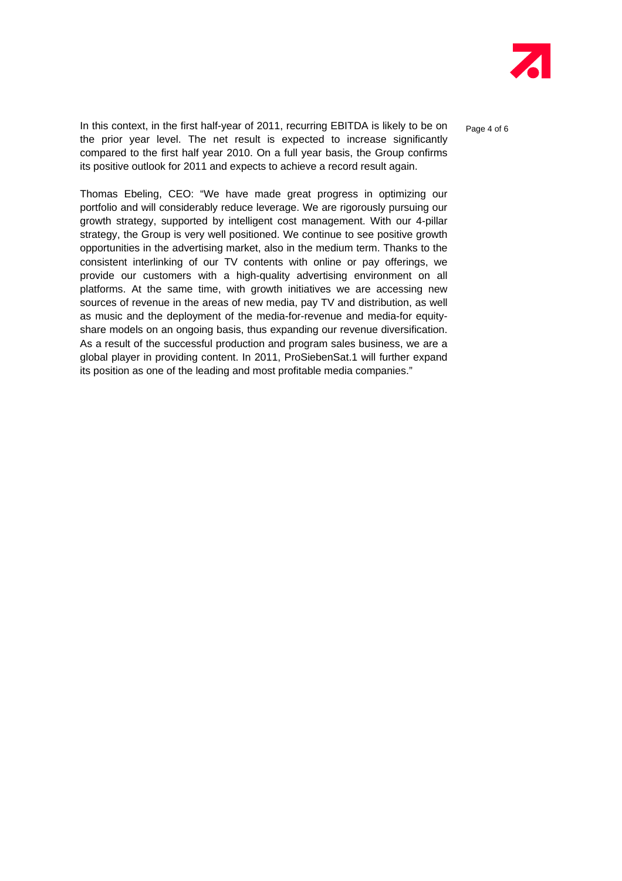In this context, in the first half-year of 2011, recurring EBITDA is likely to be on the prior year level. The net result is expected to increase significantly compared to the first half year 2010. On a full year basis, the Group confirms its positive outlook for 2011 and expects to achieve a record result again.

Thomas Ebeling, CEO: "We have made great progress in optimizing our portfolio and will considerably reduce leverage. We are rigorously pursuing our growth strategy, supported by intelligent cost management. With our 4-pillar strategy, the Group is very well positioned. We continue to see positive growth opportunities in the advertising market, also in the medium term. Thanks to the consistent interlinking of our TV contents with online or pay offerings, we provide our customers with a high-quality advertising environment on all platforms. At the same time, with growth initiatives we are accessing new sources of revenue in the areas of new media, pay TV and distribution, as well as music and the deployment of the media-for-revenue and media-for equity-share models on an ongoing basis, thus expanding our revenue diversification. As a result of the successful production and program sales business, we are a global player in providing content. In 2011, ProSiebenSat.1 will further expand its position as one of the leading and most profitable media companies."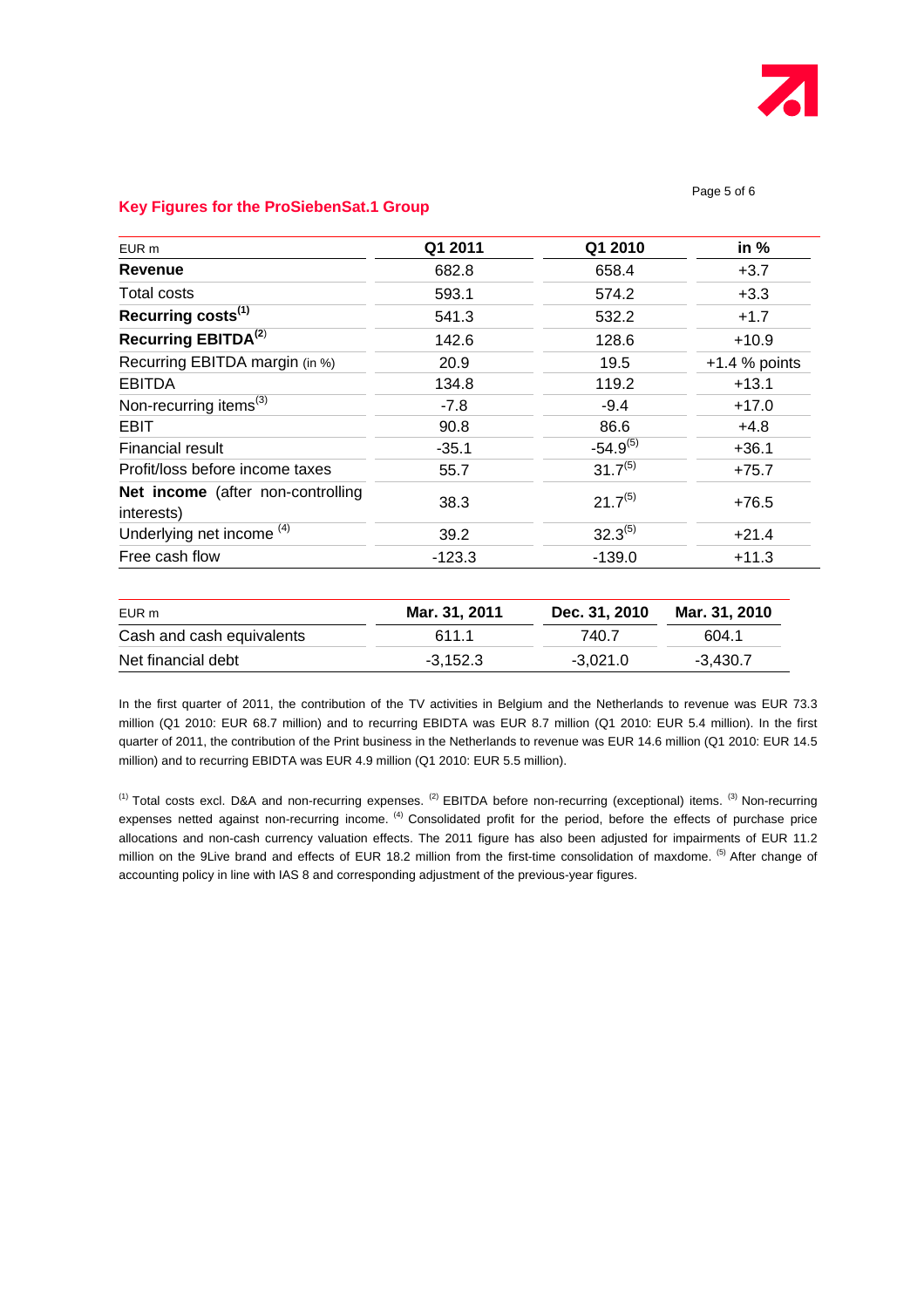## Key Figures for the ProSiebenSat.1 Group

| EUR m | Q1 2011 | Q1 2010 | in % |
|---|---|---|---|
| **Revenue** | 682.8 | 658.4 | +3.7 |
| Total costs | 593.1 | 574.2 | +3.3 |
| **Recurring costs**[1] | 541.3 | 532.2 | +1.7 |
| **Recurring EBITDA**[2] | 142.6 | 128.6 | +10.9 |
| Recurring EBITDA margin (in %) | 20.9 | 19.5 | +1.4 % points |
| EBITDA | 134.8 | 119.2 | +13.1 |
| Non-recurring items[3] | -7.8 | -9.4 | +17.0 |
| EBIT | 90.8 | 86.6 | +4.8 |
| Financial result | -35.1 | -54.9[5] | +36.1 |
| Profit/loss before income taxes | 55.7 | 31.7[5] | +75.7 |
| **Net income** (after non-controlling interests) | 38.3 | 21.7[5] | +76.5 |
| Underlying net income [4] | 39.2 | 32.3[5] | +21.4 |
| Free cash flow | -123.3 | -139.0 | +11.3 |

| EUR m | Mar. 31, 2011 | Dec. 31, 2010 | Mar. 31, 2010 |
|---|---|---|---|
| Cash and cash equivalents | 611.1 | 740.7 | 604.1 |
| Net financial debt | -3,152.3 | -3,021.0 | -3,430.7 |

In the first quarter of 2011, the contribution of the TV activities in Belgium and the Netherlands to revenue was EUR 73.3 million (Q1 2010: EUR 68.7 million) and to recurring EBIDTA was EUR 8.7 million (Q1 2010: EUR 5.4 million). In the first quarter of 2011, the contribution of the Print business in the Netherlands to revenue was EUR 14.6 million (Q1 2010: EUR 14.5 million) and to recurring EBIDTA was EUR 4.9 million (Q1 2010: EUR 5.5 million).

[1] Total costs excl. D&A and non-recurring expenses. [2] EBITDA before non-recurring (exceptional) items. [3] Non-recurring expenses netted against non-recurring income. [4] Consolidated profit for the period, before the effects of purchase price allocations and non-cash currency valuation effects. The 2011 figure has also been adjusted for impairments of EUR 11.2 million on the 9Live brand and effects of EUR 18.2 million from the first-time consolidation of maxdome. [5] After change of accounting policy in line with IAS 8 and corresponding adjustment of the previous-year figures.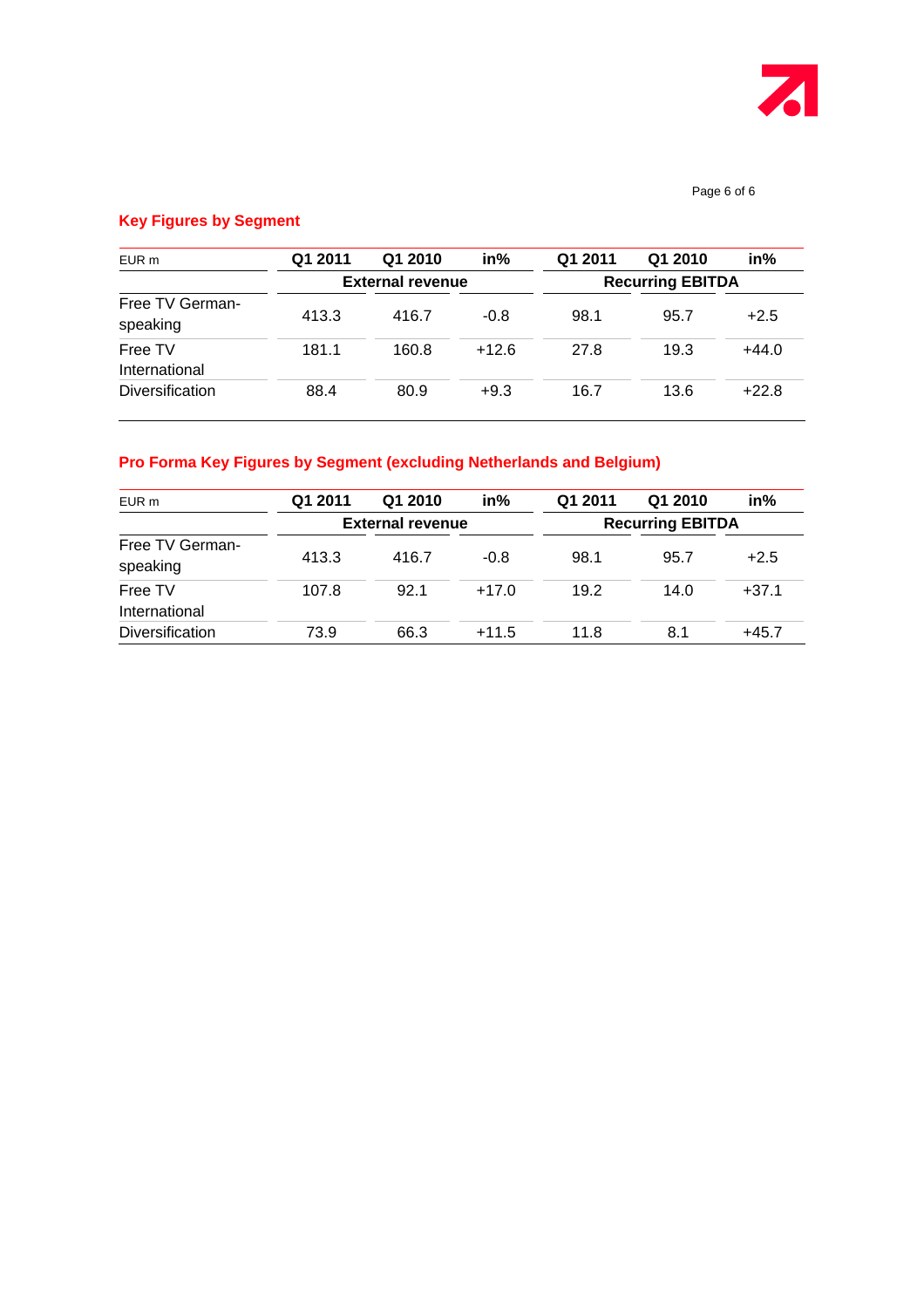## Key Figures by Segment

| EUR m | Q1 2011 | Q1 2010 | in% | Q1 2011 | Q1 2010 | in% |
|---|---|---|---|---|---|---|
| | External revenue | | | Recurring EBITDA | | |
| Free TV German-speaking | 413.3 | 416.7 | -0.8 | 98.1 | 95.7 | +2.5 |
| Free TV International | 181.1 | 160.8 | +12.6 | 27.8 | 19.3 | +44.0 |
| Diversification | 88.4 | 80.9 | +9.3 | 16.7 | 13.6 | +22.8 |

## Pro Forma Key Figures by Segment (excluding Netherlands and Belgium)

| EUR m | Q1 2011 | Q1 2010 | in% | Q1 2011 | Q1 2010 | in% |
|---|---|---|---|---|---|---|
| | External revenue | | | Recurring EBITDA | | |
| Free TV German-speaking | 413.3 | 416.7 | -0.8 | 98.1 | 95.7 | +2.5 |
| Free TV International | 107.8 | 92.1 | +17.0 | 19.2 | 14.0 | +37.1 |
| Diversification | 73.9 | 66.3 | +11.5 | 11.8 | 8.1 | +45.7 |